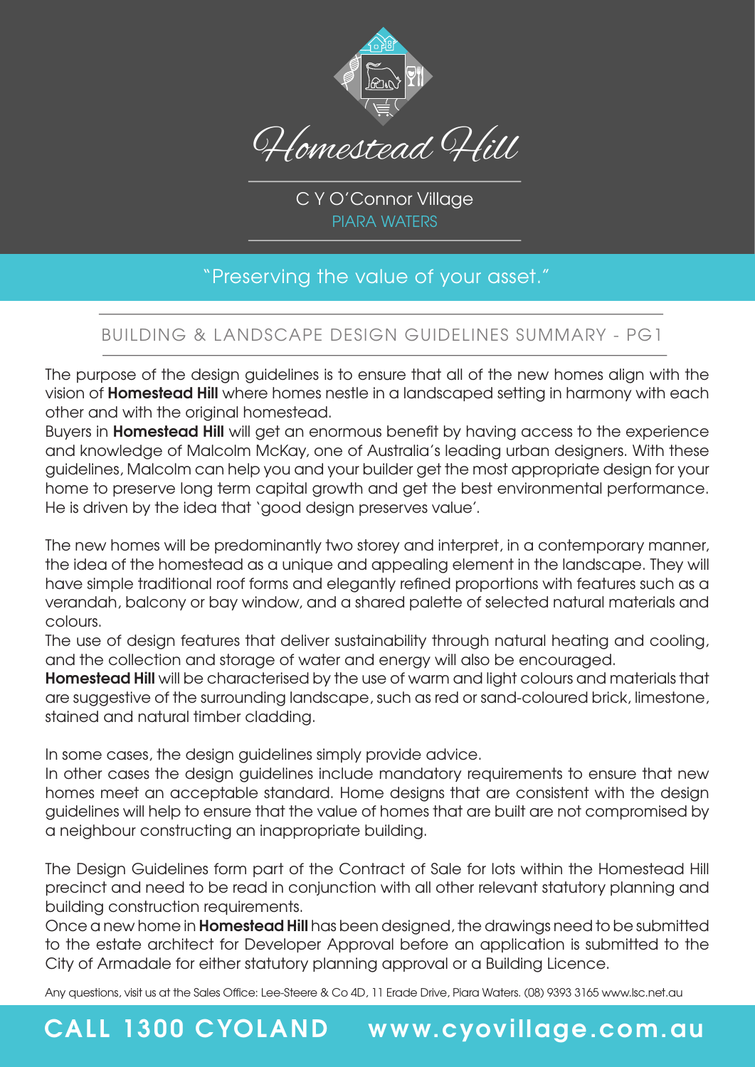# Homestead Hill

C Y O'Connor Village
PIARA WATERS

"Preserving the value of your asset."

## BUILDING & LANDSCAPE DESIGN GUIDELINES SUMMARY - PG1

The purpose of the design guidelines is to ensure that all of the new homes align with the vision of **Homestead Hill** where homes nestle in a landscaped setting in harmony with each other and with the original homestead.

Buyers in **Homestead Hill** will get an enormous benefit by having access to the experience and knowledge of Malcolm McKay, one of Australia's leading urban designers. With these guidelines, Malcolm can help you and your builder get the most appropriate design for your home to preserve long term capital growth and get the best environmental performance. He is driven by the idea that 'good design preserves value'.

The new homes will be predominantly two storey and interpret, in a contemporary manner, the idea of the homestead as a unique and appealing element in the landscape. They will have simple traditional roof forms and elegantly refined proportions with features such as a verandah, balcony or bay window, and a shared palette of selected natural materials and colours.

The use of design features that deliver sustainability through natural heating and cooling, and the collection and storage of water and energy will also be encouraged.

**Homestead Hill** will be characterised by the use of warm and light colours and materials that are suggestive of the surrounding landscape, such as red or sand-coloured brick, limestone, stained and natural timber cladding.

In some cases, the design guidelines simply provide advice.

In other cases the design guidelines include mandatory requirements to ensure that new homes meet an acceptable standard. Home designs that are consistent with the design guidelines will help to ensure that the value of homes that are built are not compromised by a neighbour constructing an inappropriate building.

The Design Guidelines form part of the Contract of Sale for lots within the Homestead Hill precinct and need to be read in conjunction with all other relevant statutory planning and building construction requirements.

Once a new home in **Homestead Hill** has been designed, the drawings need to be submitted to the estate architect for Developer Approval before an application is submitted to the City of Armadale for either statutory planning approval or a Building Licence.

Any questions, visit us at the Sales Office: Lee-Steere & Co 4D, 11 Erade Drive, Piara Waters. (08) 9393 3165 www.lsc.net.au

**CALL 1300 CYOLAND** **www.cyovillage.com.au**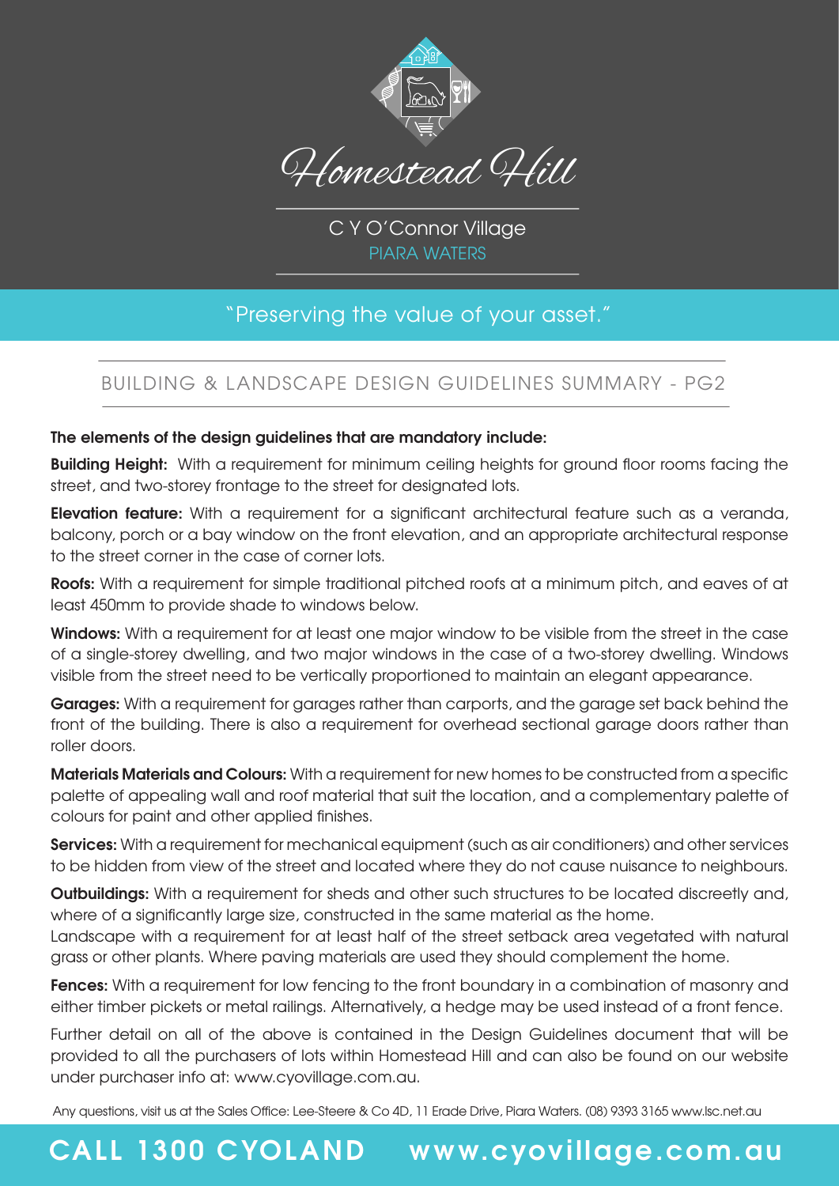# Homestead Hill

C Y O'Connor Village
PIARA WATERS

"Preserving the value of your asset."

## BUILDING & LANDSCAPE DESIGN GUIDELINES SUMMARY - PG2

**The elements of the design guidelines that are mandatory include:**

**Building Height:** With a requirement for minimum ceiling heights for ground floor rooms facing the street, and two-storey frontage to the street for designated lots.

**Elevation feature:** With a requirement for a significant architectural feature such as a veranda, balcony, porch or a bay window on the front elevation, and an appropriate architectural response to the street corner in the case of corner lots.

**Roofs:** With a requirement for simple traditional pitched roofs at a minimum pitch, and eaves of at least 450mm to provide shade to windows below.

**Windows:** With a requirement for at least one major window to be visible from the street in the case of a single-storey dwelling, and two major windows in the case of a two-storey dwelling. Windows visible from the street need to be vertically proportioned to maintain an elegant appearance.

**Garages:** With a requirement for garages rather than carports, and the garage set back behind the front of the building. There is also a requirement for overhead sectional garage doors rather than roller doors.

**Materials Materials and Colours:** With a requirement for new homes to be constructed from a specific palette of appealing wall and roof material that suit the location, and a complementary palette of colours for paint and other applied finishes.

**Services:** With a requirement for mechanical equipment (such as air conditioners) and other services to be hidden from view of the street and located where they do not cause nuisance to neighbours.

**Outbuildings:** With a requirement for sheds and other such structures to be located discreetly and, where of a significantly large size, constructed in the same material as the home.
Landscape with a requirement for at least half of the street setback area vegetated with natural grass or other plants. Where paving materials are used they should complement the home.

**Fences:** With a requirement for low fencing to the front boundary in a combination of masonry and either timber pickets or metal railings. Alternatively, a hedge may be used instead of a front fence.

Further detail on all of the above is contained in the Design Guidelines document that will be provided to all the purchasers of lots within Homestead Hill and can also be found on our website under purchaser info at: www.cyovillage.com.au.

Any questions, visit us at the Sales Office: Lee-Steere & Co 4D, 11 Erade Drive, Piara Waters. (08) 9393 3165 www.lsc.net.au

**CALL 1300 CYOLAND www.cyovillage.com.au**